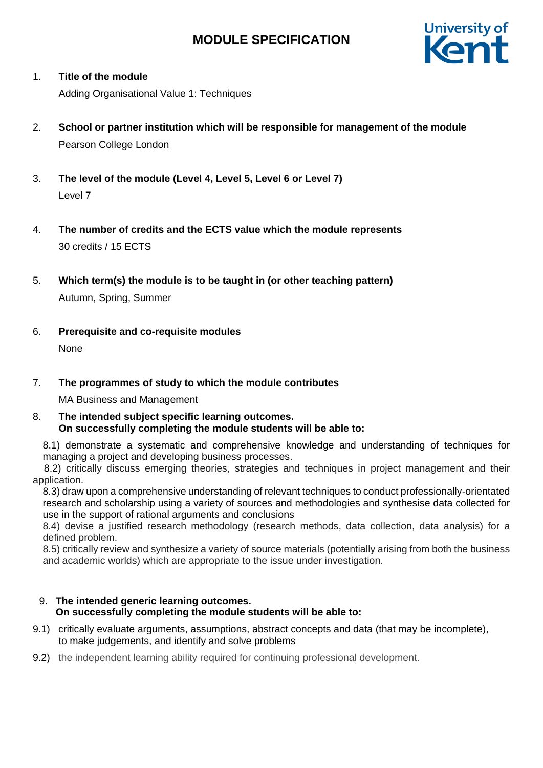# MODULE SPECIFICATION

1. **Title of the module**

   Adding Organisational Value 1: Techniques

2. **School or partner institution which will be responsible for management of the module**

   Pearson College London

3. **The level of the module (Level 4, Level 5, Level 6 or Level 7)**

   Level 7

4. **The number of credits and the ECTS value which the module represents**

   30 credits / 15 ECTS

5. **Which term(s) the module is to be taught in (or other teaching pattern)**

   Autumn, Spring, Summer

6. **Prerequisite and co-requisite modules**

   None

7. **The programmes of study to which the module contributes**

   MA Business and Management

8. **The intended subject specific learning outcomes.**
   **On successfully completing the module students will be able to:**

8.1) demonstrate a systematic and comprehensive knowledge and understanding of techniques for managing a project and developing business processes.

8.2) critically discuss emerging theories, strategies and techniques in project management and their application.

8.3) draw upon a comprehensive understanding of relevant techniques to conduct professionally-orientated research and scholarship using a variety of sources and methodologies and synthesise data collected for use in the support of rational arguments and conclusions

8.4) devise a justified research methodology (research methods, data collection, data analysis) for a defined problem.

8.5) critically review and synthesize a variety of source materials (potentially arising from both the business and academic worlds) which are appropriate to the issue under investigation.

9. **The intended generic learning outcomes.**
   **On successfully completing the module students will be able to:**

9.1) critically evaluate arguments, assumptions, abstract concepts and data (that may be incomplete), to make judgements, and identify and solve problems

9.2) the independent learning ability required for continuing professional development.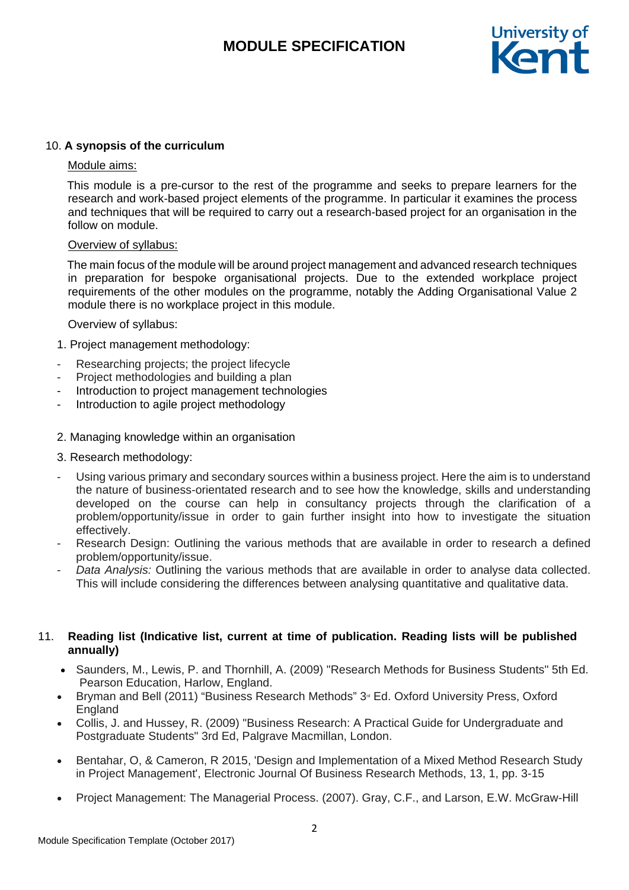10. **A synopsis of the curriculum**

Module aims:

This module is a pre-cursor to the rest of the programme and seeks to prepare learners for the research and work-based project elements of the programme. In particular it examines the process and techniques that will be required to carry out a research-based project for an organisation in the follow on module.

Overview of syllabus:

The main focus of the module will be around project management and advanced research techniques in preparation for bespoke organisational projects. Due to the extended workplace project requirements of the other modules on the programme, notably the Adding Organisational Value 2 module there is no workplace project in this module.

Overview of syllabus:

1. Project management methodology:

- Researching projects; the project lifecycle
- Project methodologies and building a plan
- Introduction to project management technologies
- Introduction to agile project methodology

2. Managing knowledge within an organisation

3. Research methodology:

- Using various primary and secondary sources within a business project. Here the aim is to understand the nature of business-orientated research and to see how the knowledge, skills and understanding developed on the course can help in consultancy projects through the clarification of a problem/opportunity/issue in order to gain further insight into how to investigate the situation effectively.
- Research Design: Outlining the various methods that are available in order to research a defined problem/opportunity/issue.
- *Data Analysis:* Outlining the various methods that are available in order to analyse data collected. This will include considering the differences between analysing quantitative and qualitative data.

11. **Reading list (Indicative list, current at time of publication. Reading lists will be published annually)**

- Saunders, M., Lewis, P. and Thornhill, A. (2009) "Research Methods for Business Students" 5th Ed. Pearson Education, Harlow, England.
- Bryman and Bell (2011) "Business Research Methods" 3rd Ed. Oxford University Press, Oxford England
- Collis, J. and Hussey, R. (2009) "Business Research: A Practical Guide for Undergraduate and Postgraduate Students" 3rd Ed, Palgrave Macmillan, London.
- Bentahar, O, & Cameron, R 2015, 'Design and Implementation of a Mixed Method Research Study in Project Management', Electronic Journal Of Business Research Methods, 13, 1, pp. 3-15
- Project Management: The Managerial Process. (2007). Gray, C.F., and Larson, E.W. McGraw-Hill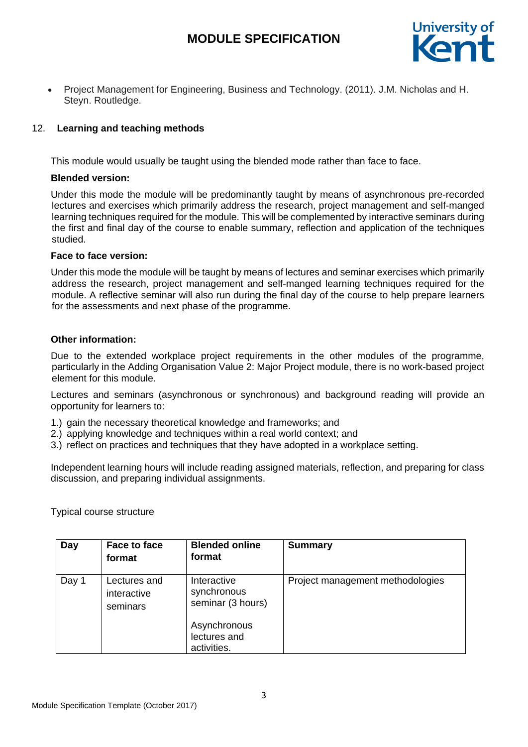- Project Management for Engineering, Business and Technology. (2011). J.M. Nicholas and H. Steyn. Routledge.

## 12. Learning and teaching methods

This module would usually be taught using the blended mode rather than face to face.

**Blended version:**

Under this mode the module will be predominantly taught by means of asynchronous pre-recorded lectures and exercises which primarily address the research, project management and self-manged learning techniques required for the module. This will be complemented by interactive seminars during the first and final day of the course to enable summary, reflection and application of the techniques studied.

**Face to face version:**

Under this mode the module will be taught by means of lectures and seminar exercises which primarily address the research, project management and self-manged learning techniques required for the module. A reflective seminar will also run during the final day of the course to help prepare learners for the assessments and next phase of the programme.

**Other information:**

Due to the extended workplace project requirements in the other modules of the programme, particularly in the Adding Organisation Value 2: Major Project module, there is no work-based project element for this module.

Lectures and seminars (asynchronous or synchronous) and background reading will provide an opportunity for learners to:

1.) gain the necessary theoretical knowledge and frameworks; and
2.) applying knowledge and techniques within a real world context; and
3.) reflect on practices and techniques that they have adopted in a workplace setting.

Independent learning hours will include reading assigned materials, reflection, and preparing for class discussion, and preparing individual assignments.

Typical course structure

| Day | Face to face format | Blended online format | Summary |
| --- | --- | --- | --- |
| Day 1 | Lectures and interactive seminars | Interactive synchronous seminar (3 hours)<br><br>Asynchronous lectures and activities. | Project management methodologies |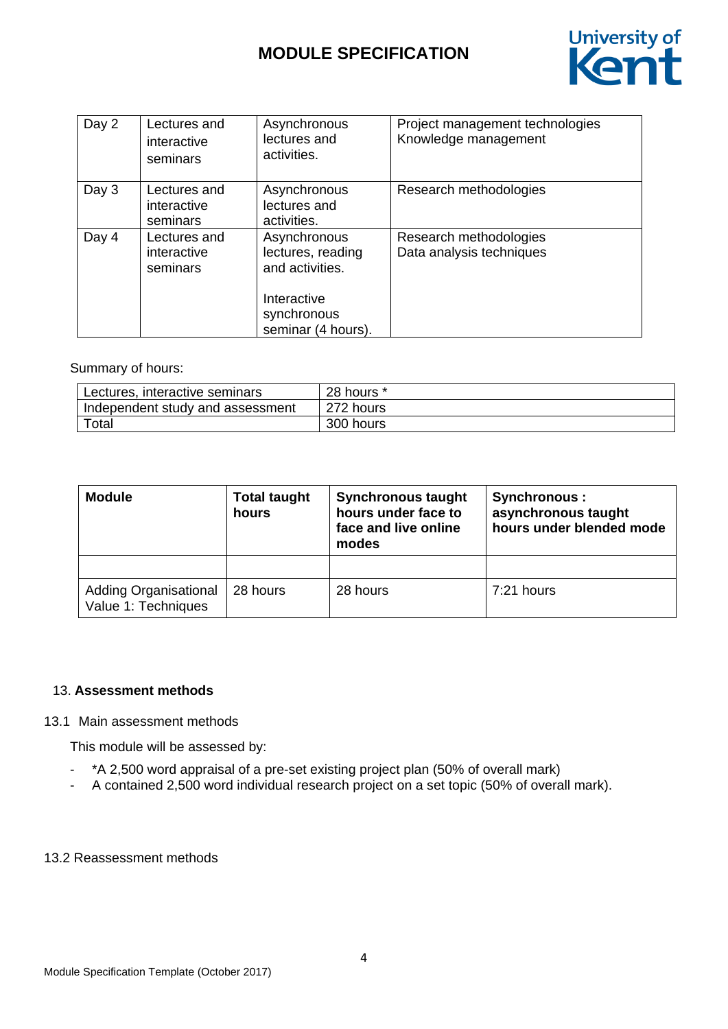| Day 2 | Lectures and interactive seminars | Asynchronous lectures and activities. | Project management technologies<br>Knowledge management |
|---|---|---|---|
| Day 3 | Lectures and interactive seminars | Asynchronous lectures and activities. | Research methodologies |
| Day 4 | Lectures and interactive seminars | Asynchronous lectures, reading and activities.<br><br>Interactive synchronous seminar (4 hours). | Research methodologies<br>Data analysis techniques |

Summary of hours:

| Lectures, interactive seminars | 28 hours * |
|---|---|
| Independent study and assessment | 272 hours |
| Total | 300 hours |

| **Module** | **Total taught hours** | **Synchronous taught hours under face to face and live online modes** | **Synchronous : asynchronous taught hours under blended mode** |
|---|---|---|---|
| | | | |
| Adding Organisational Value 1: Techniques | 28 hours | 28 hours | 7:21 hours |

## 13. **Assessment methods**

### 13.1 Main assessment methods

This module will be assessed by:

- *A 2,500 word appraisal of a pre-set existing project plan (50% of overall mark)
- A contained 2,500 word individual research project on a set topic (50% of overall mark).

### 13.2 Reassessment methods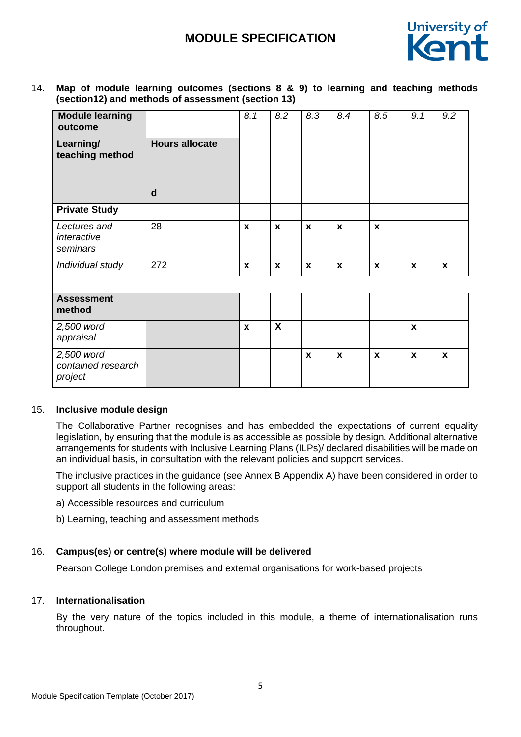14. **Map of module learning outcomes (sections 8 & 9) to learning and teaching methods (section12) and methods of assessment (section 13)**

| **Module learning outcome** | | *8.1* | *8.2* | *8.3* | *8.4* | *8.5* | *9.1* | *9.2* |
|---|---|---|---|---|---|---|---|---|
| **Learning/ teaching method** | **Hours allocated** | | | | | | | |
| **Private Study** | | | | | | | | |
| *Lectures and interactive seminars* | 28 | **x** | **x** | **x** | **x** | **x** | | |
| *Individual study* | 272 | **x** | **x** | **x** | **x** | **x** | **x** | **x** |
| | | | | | | | | |
| **Assessment method** | | | | | | | | |
| *2,500 word appraisal* | | **x** | **X** | | | | **x** | |
| *2,500 word contained research project* | | | | **x** | **x** | **x** | **x** | **x** |

15. **Inclusive module design**

The Collaborative Partner recognises and has embedded the expectations of current equality legislation, by ensuring that the module is as accessible as possible by design. Additional alternative arrangements for students with Inclusive Learning Plans (ILPs)/ declared disabilities will be made on an individual basis, in consultation with the relevant policies and support services.

The inclusive practices in the guidance (see Annex B Appendix A) have been considered in order to support all students in the following areas:

a) Accessible resources and curriculum

b) Learning, teaching and assessment methods

16. **Campus(es) or centre(s) where module will be delivered**

Pearson College London premises and external organisations for work-based projects

17. **Internationalisation**

By the very nature of the topics included in this module, a theme of internationalisation runs throughout.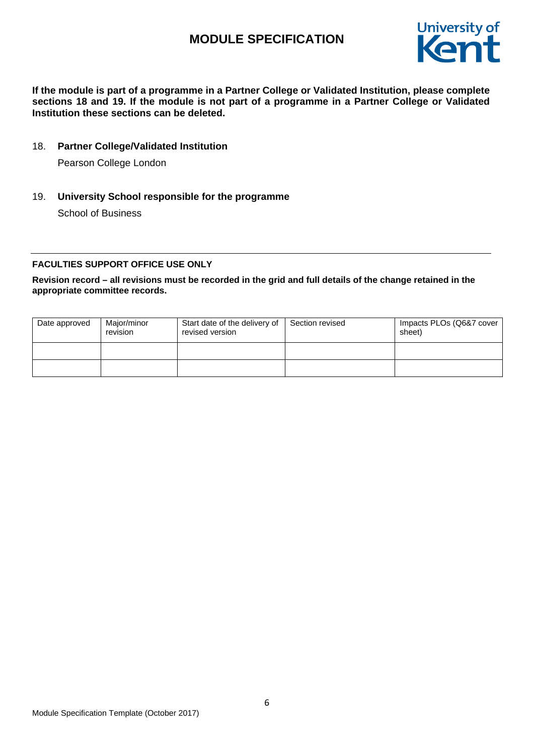**If the module is part of a programme in a Partner College or Validated Institution, please complete sections 18 and 19. If the module is not part of a programme in a Partner College or Validated Institution these sections can be deleted.**

18. **Partner College/Validated Institution**

    Pearson College London

19. **University School responsible for the programme**

    School of Business

---

**FACULTIES SUPPORT OFFICE USE ONLY**

**Revision record – all revisions must be recorded in the grid and full details of the change retained in the appropriate committee records.**

| Date approved | Major/minor revision | Start date of the delivery of revised version | Section revised | Impacts PLOs (Q6&7 cover sheet) |
|---|---|---|---|---|
| | | | | |
| | | | | |